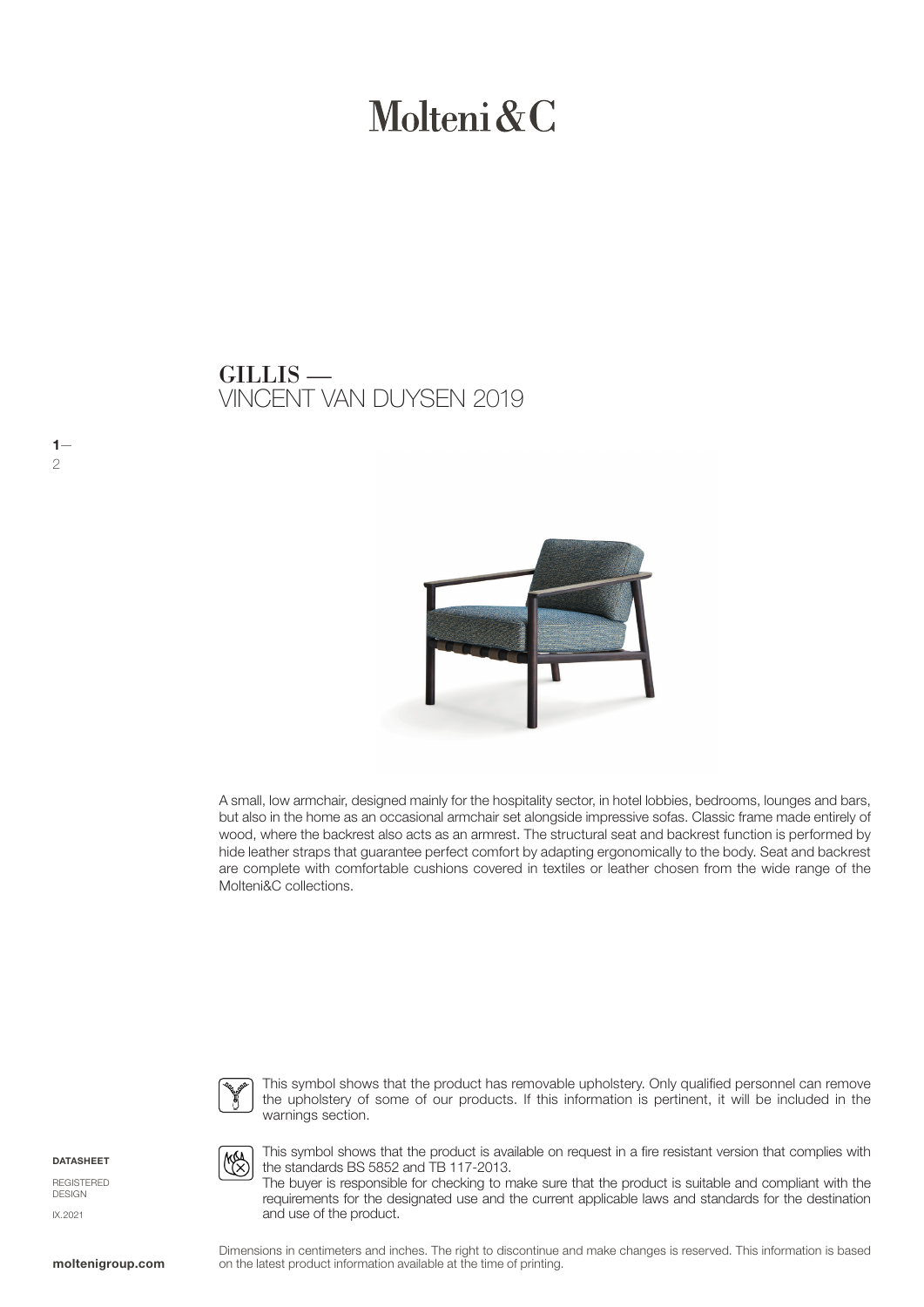# Molteni&C

## GILLIS —
VINCENT VAN DUYSEN 2019

A small, low armchair, designed mainly for the hospitality sector, in hotel lobbies, bedrooms, lounges and bars, but also in the home as an occasional armchair set alongside impressive sofas. Classic frame made entirely of wood, where the backrest also acts as an armrest. The structural seat and backrest function is performed by hide leather straps that guarantee perfect comfort by adapting ergonomically to the body. Seat and backrest are complete with comfortable cushions covered in textiles or leather chosen from the wide range of the Molteni&C collections.

This symbol shows that the product has removable upholstery. Only qualified personnel can remove the upholstery of some of our products. If this information is pertinent, it will be included in the warnings section.

This symbol shows that the product is available on request in a fire resistant version that complies with the standards BS 5852 and TB 117-2013.
The buyer is responsible for checking to make sure that the product is suitable and compliant with the requirements for the designated use and the current applicable laws and standards for the destination and use of the product.

**DATASHEET**

REGISTERED DESIGN

IX.2021

Dimensions in centimeters and inches. The right to discontinue and make changes is reserved. This information is based on the latest product information available at the time of printing.

**moltenigroup.com**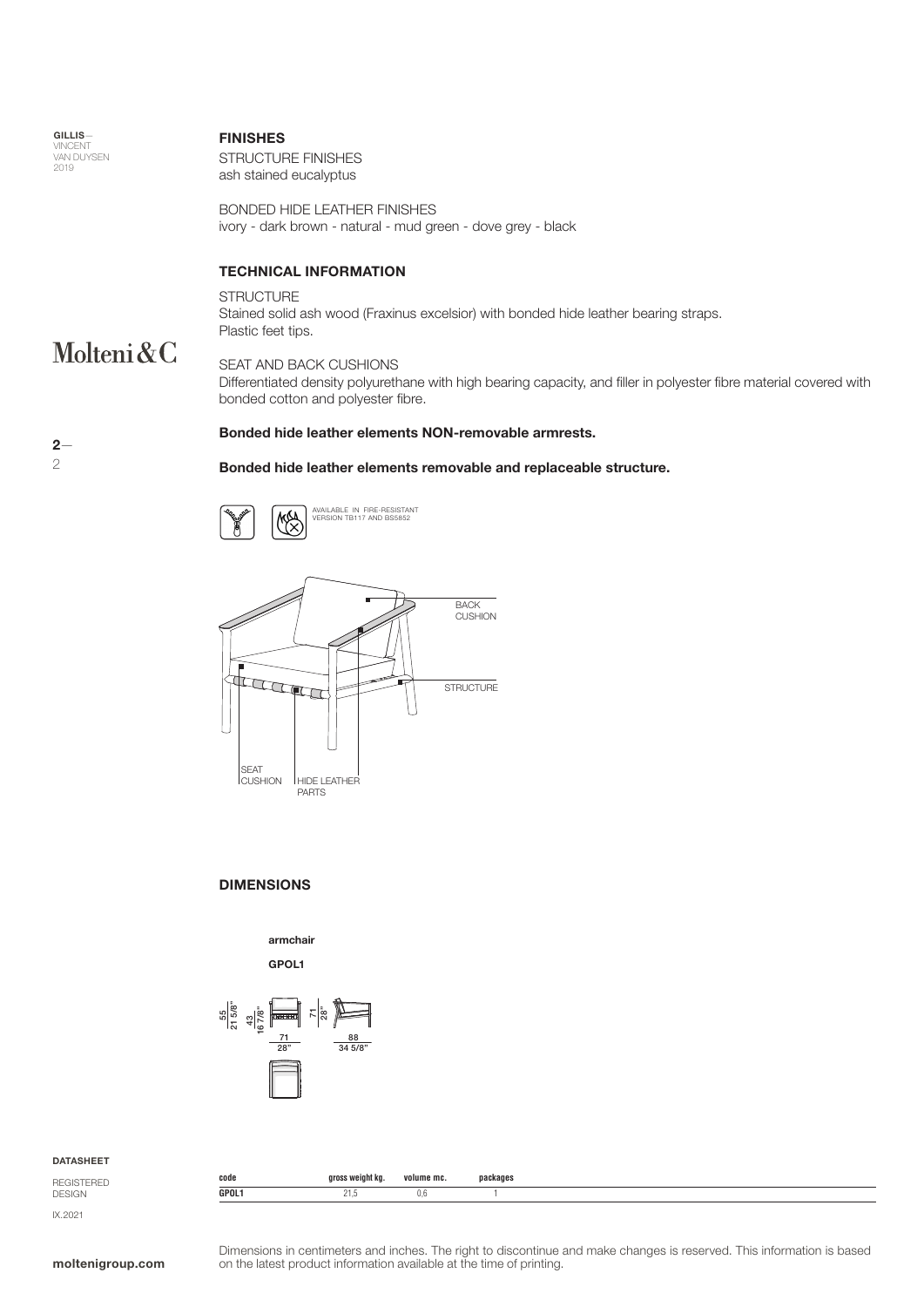GILLIS—
VINCENT VAN DUYSEN
2019

## FINISHES

STRUCTURE FINISHES
ash stained eucalyptus

BONDED HIDE LEATHER FINISHES
ivory - dark brown - natural - mud green - dove grey - black

## TECHNICAL INFORMATION

STRUCTURE
Stained solid ash wood (Fraxinus excelsior) with bonded hide leather bearing straps.
Plastic feet tips.

SEAT AND BACK CUSHIONS
Differentiated density polyurethane with high bearing capacity, and filler in polyester fibre material covered with bonded cotton and polyester fibre.

**Bonded hide leather elements NON-removable armrests.**

**Bonded hide leather elements removable and replaceable structure.**

AVAILABLE IN FIRE-RESISTANT VERSION TB117 AND BS5852

BACK CUSHION
STRUCTURE
SEAT CUSHION
HIDE LEATHER PARTS

## DIMENSIONS

**armchair**

**GPOL1**

55
21 5/8"
43
16 7/8"
71
28"
71
28"
88
34 5/8"

**DATASHEET**

REGISTERED DESIGN

IX.2021

| code | gross weight kg. | volume mc. | packages |
|---|---|---|---|
| GPOL1 | 21,5 | 0,6 | 1 |

Dimensions in centimeters and inches. The right to discontinue and make changes is reserved. This information is based on the latest product information available at the time of printing.

moltenigroup.com